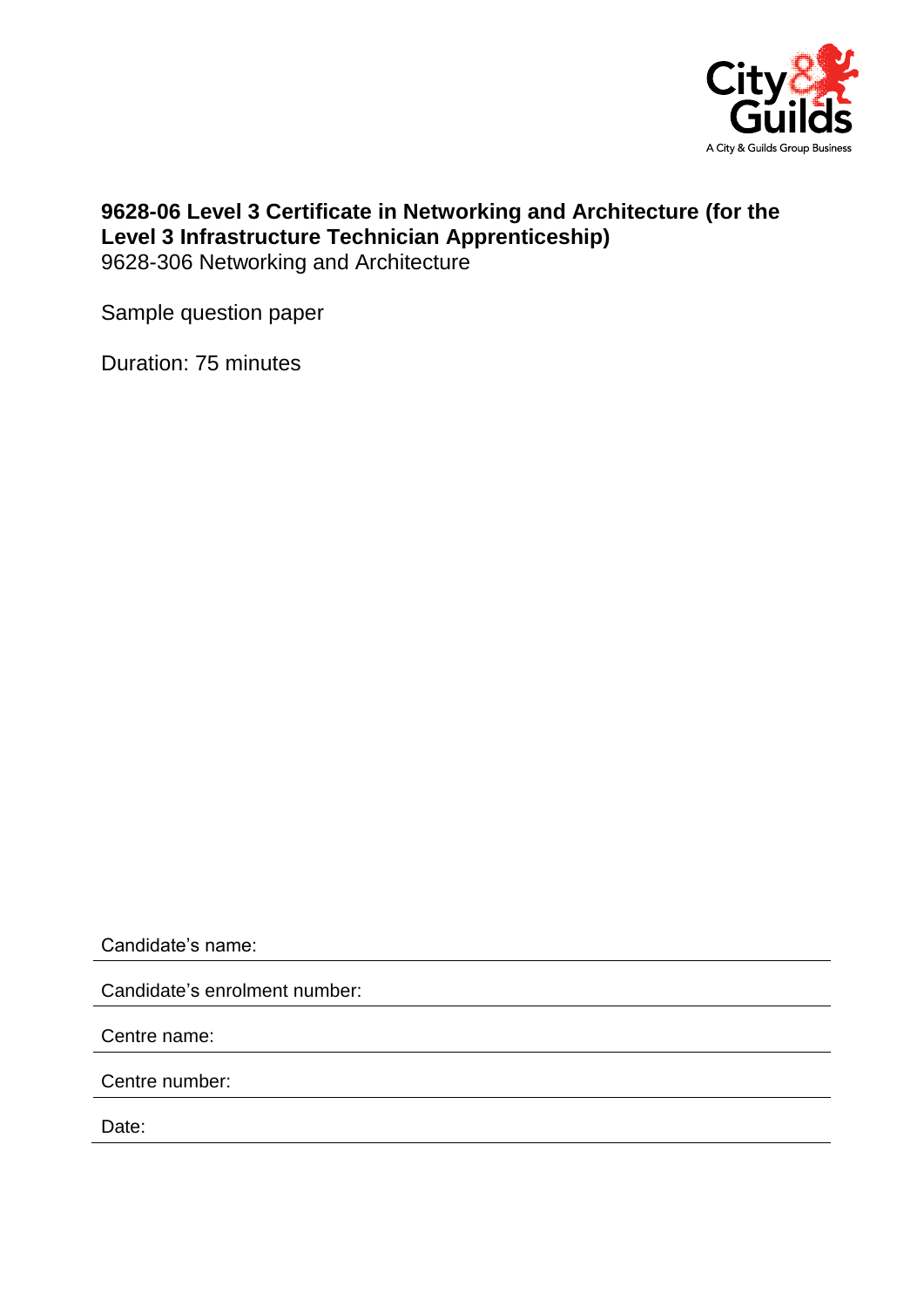# 9628-06 Level 3 Certificate in Networking and Architecture (for the Level 3 Infrastructure Technician Apprenticeship)

9628-306 Networking and Architecture

Sample question paper

Duration: 75 minutes

Candidate's name:

Candidate's enrolment number:

Centre name:

Centre number:

Date: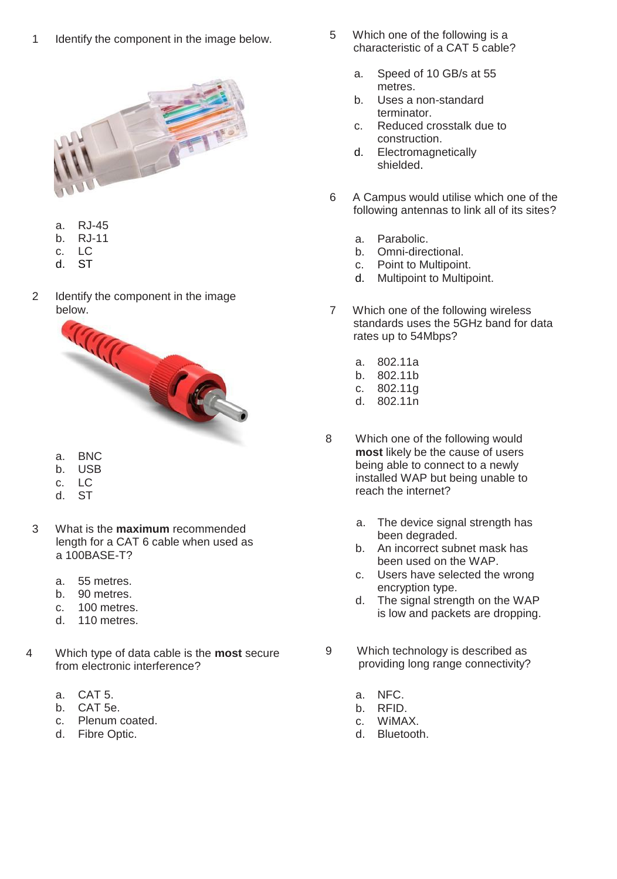1 Identify the component in the image below.

a. RJ-45
b. RJ-11
c. LC
d. ST

2 Identify the component in the image below.

a. BNC
b. USB
c. LC
d. ST

3 What is the **maximum** recommended length for a CAT 6 cable when used as a 100BASE-T?

a. 55 metres.
b. 90 metres.
c. 100 metres.
d. 110 metres.

4 Which type of data cable is the **most** secure from electronic interference?

a. CAT 5.
b. CAT 5e.
c. Plenum coated.
d. Fibre Optic.

5 Which one of the following is a characteristic of a CAT 5 cable?

a. Speed of 10 GB/s at 55 metres.
b. Uses a non-standard terminator.
c. Reduced crosstalk due to construction.
d. Electromagnetically shielded.

6 A Campus would utilise which one of the following antennas to link all of its sites?

a. Parabolic.
b. Omni-directional.
c. Point to Multipoint.
d. Multipoint to Multipoint.

7 Which one of the following wireless standards uses the 5GHz band for data rates up to 54Mbps?

a. 802.11a
b. 802.11b
c. 802.11g
d. 802.11n

8 Which one of the following would **most** likely be the cause of users being able to connect to a newly installed WAP but being unable to reach the internet?

a. The device signal strength has been degraded.
b. An incorrect subnet mask has been used on the WAP.
c. Users have selected the wrong encryption type.
d. The signal strength on the WAP is low and packets are dropping.

9 Which technology is described as providing long range connectivity?

a. NFC.
b. RFID.
c. WiMAX.
d. Bluetooth.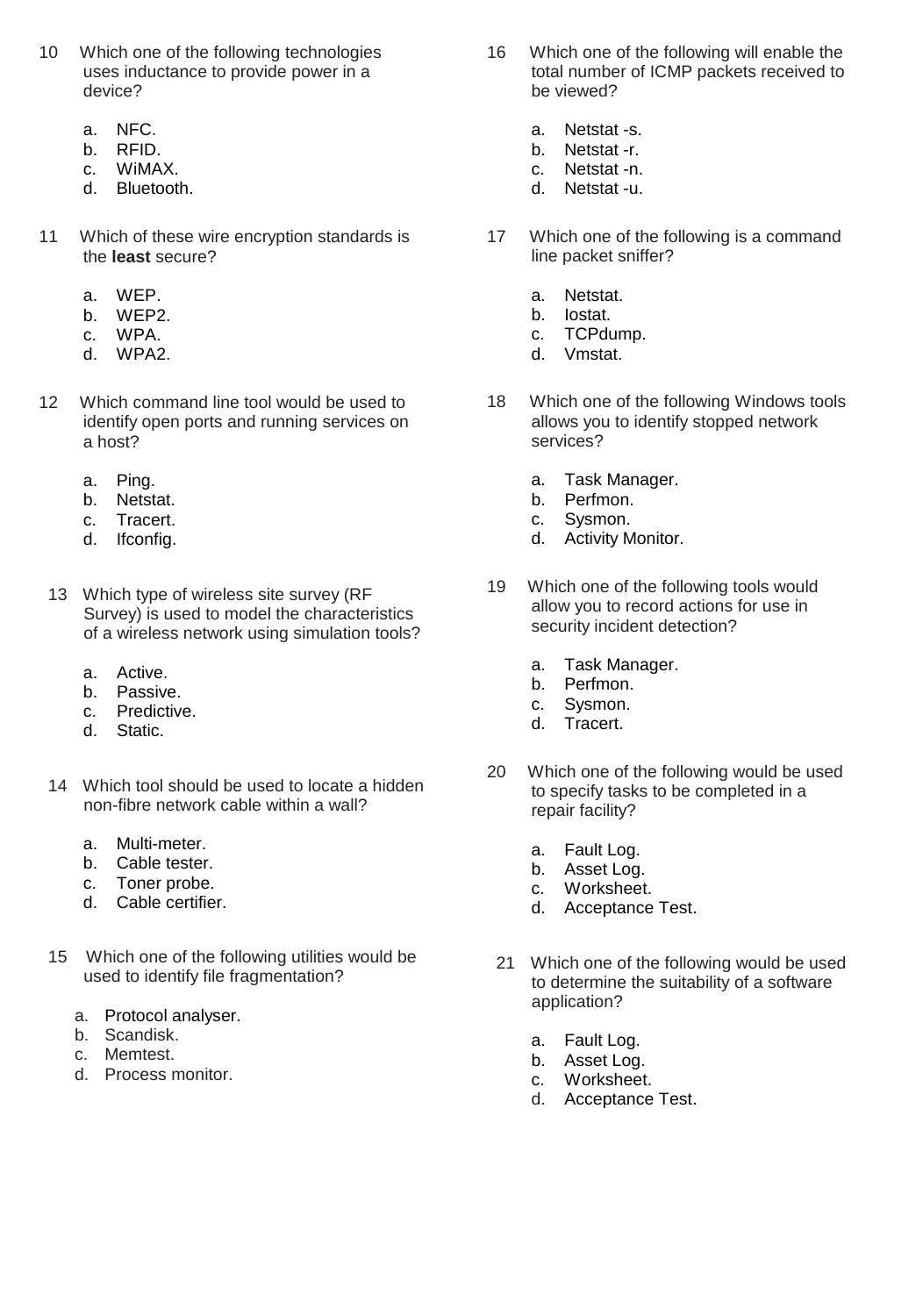10 Which one of the following technologies uses inductance to provide power in a device?

a. NFC.
b. RFID.
c. WiMAX.
d. Bluetooth.

11 Which of these wire encryption standards is the **least** secure?

a. WEP.
b. WEP2.
c. WPA.
d. WPA2.

12 Which command line tool would be used to identify open ports and running services on a host?

a. Ping.
b. Netstat.
c. Tracert.
d. Ifconfig.

13 Which type of wireless site survey (RF Survey) is used to model the characteristics of a wireless network using simulation tools?

a. Active.
b. Passive.
c. Predictive.
d. Static.

14 Which tool should be used to locate a hidden non-fibre network cable within a wall?

a. Multi-meter.
b. Cable tester.
c. Toner probe.
d. Cable certifier.

15 Which one of the following utilities would be used to identify file fragmentation?

a. Protocol analyser.
b. Scandisk.
c. Memtest.
d. Process monitor.

16 Which one of the following will enable the total number of ICMP packets received to be viewed?

a. Netstat -s.
b. Netstat -r.
c. Netstat -n.
d. Netstat -u.

17 Which one of the following is a command line packet sniffer?

a. Netstat.
b. Iostat.
c. TCPdump.
d. Vmstat.

18 Which one of the following Windows tools allows you to identify stopped network services?

a. Task Manager.
b. Perfmon.
c. Sysmon.
d. Activity Monitor.

19 Which one of the following tools would allow you to record actions for use in security incident detection?

a. Task Manager.
b. Perfmon.
c. Sysmon.
d. Tracert.

20 Which one of the following would be used to specify tasks to be completed in a repair facility?

a. Fault Log.
b. Asset Log.
c. Worksheet.
d. Acceptance Test.

21 Which one of the following would be used to determine the suitability of a software application?

a. Fault Log.
b. Asset Log.
c. Worksheet.
d. Acceptance Test.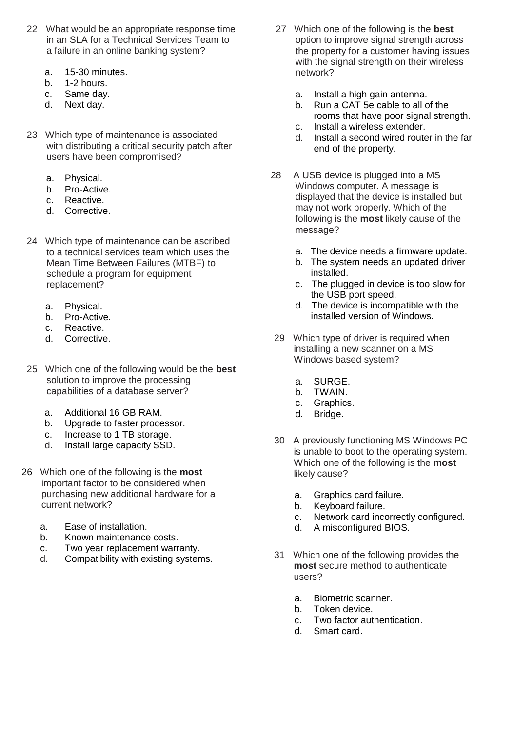22 What would be an appropriate response time in an SLA for a Technical Services Team to a failure in an online banking system?

a. 15-30 minutes.
b. 1-2 hours.
c. Same day.
d. Next day.

23 Which type of maintenance is associated with distributing a critical security patch after users have been compromised?

a. Physical.
b. Pro-Active.
c. Reactive.
d. Corrective.

24 Which type of maintenance can be ascribed to a technical services team which uses the Mean Time Between Failures (MTBF) to schedule a program for equipment replacement?

a. Physical.
b. Pro-Active.
c. Reactive.
d. Corrective.

25 Which one of the following would be the **best** solution to improve the processing capabilities of a database server?

a. Additional 16 GB RAM.
b. Upgrade to faster processor.
c. Increase to 1 TB storage.
d. Install large capacity SSD.

26 Which one of the following is the **most** important factor to be considered when purchasing new additional hardware for a current network?

a. Ease of installation.
b. Known maintenance costs.
c. Two year replacement warranty.
d. Compatibility with existing systems.

27 Which one of the following is the **best** option to improve signal strength across the property for a customer having issues with the signal strength on their wireless network?

a. Install a high gain antenna.
b. Run a CAT 5e cable to all of the rooms that have poor signal strength.
c. Install a wireless extender.
d. Install a second wired router in the far end of the property.

28 A USB device is plugged into a MS Windows computer. A message is displayed that the device is installed but may not work properly. Which of the following is the **most** likely cause of the message?

a. The device needs a firmware update.
b. The system needs an updated driver installed.
c. The plugged in device is too slow for the USB port speed.
d. The device is incompatible with the installed version of Windows.

29 Which type of driver is required when installing a new scanner on a MS Windows based system?

a. SURGE.
b. TWAIN.
c. Graphics.
d. Bridge.

30 A previously functioning MS Windows PC is unable to boot to the operating system. Which one of the following is the **most** likely cause?

a. Graphics card failure.
b. Keyboard failure.
c. Network card incorrectly configured.
d. A misconfigured BIOS.

31 Which one of the following provides the **most** secure method to authenticate users?

a. Biometric scanner.
b. Token device.
c. Two factor authentication.
d. Smart card.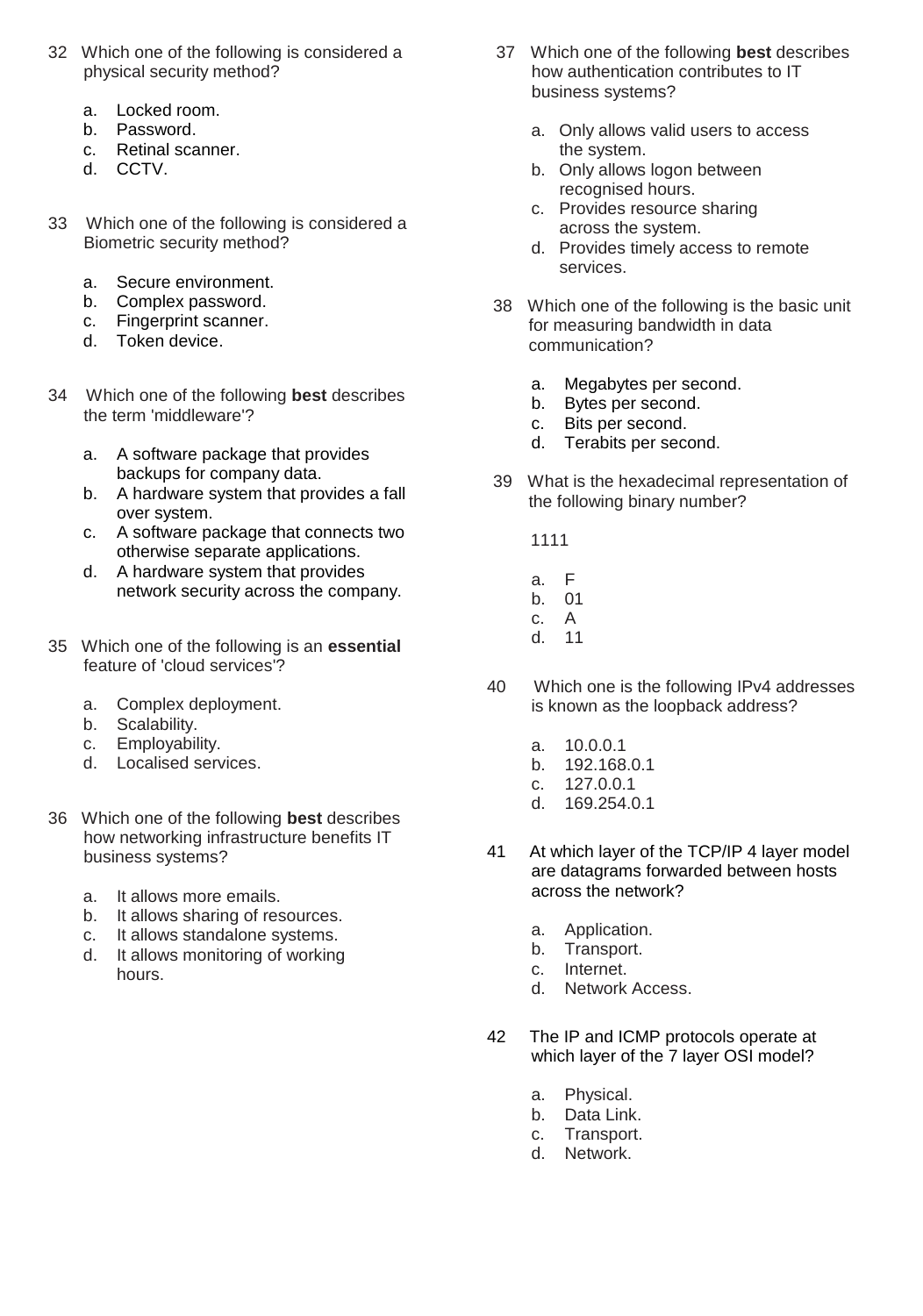32 Which one of the following is considered a physical security method?

a. Locked room.
b. Password.
c. Retinal scanner.
d. CCTV.

33 Which one of the following is considered a Biometric security method?

a. Secure environment.
b. Complex password.
c. Fingerprint scanner.
d. Token device.

34 Which one of the following **best** describes the term 'middleware'?

a. A software package that provides backups for company data.
b. A hardware system that provides a fall over system.
c. A software package that connects two otherwise separate applications.
d. A hardware system that provides network security across the company.

35 Which one of the following is an **essential** feature of 'cloud services'?

a. Complex deployment.
b. Scalability.
c. Employability.
d. Localised services.

36 Which one of the following **best** describes how networking infrastructure benefits IT business systems?

a. It allows more emails.
b. It allows sharing of resources.
c. It allows standalone systems.
d. It allows monitoring of working hours.

37 Which one of the following **best** describes how authentication contributes to IT business systems?

a. Only allows valid users to access the system.
b. Only allows logon between recognised hours.
c. Provides resource sharing across the system.
d. Provides timely access to remote services.

38 Which one of the following is the basic unit for measuring bandwidth in data communication?

a. Megabytes per second.
b. Bytes per second.
c. Bits per second.
d. Terabits per second.

39 What is the hexadecimal representation of the following binary number?

1111

a. F
b. 01
c. A
d. 11

40 Which one is the following IPv4 addresses is known as the loopback address?

a. 10.0.0.1
b. 192.168.0.1
c. 127.0.0.1
d. 169.254.0.1

41 At which layer of the TCP/IP 4 layer model are datagrams forwarded between hosts across the network?

a. Application.
b. Transport.
c. Internet.
d. Network Access.

42 The IP and ICMP protocols operate at which layer of the 7 layer OSI model?

a. Physical.
b. Data Link.
c. Transport.
d. Network.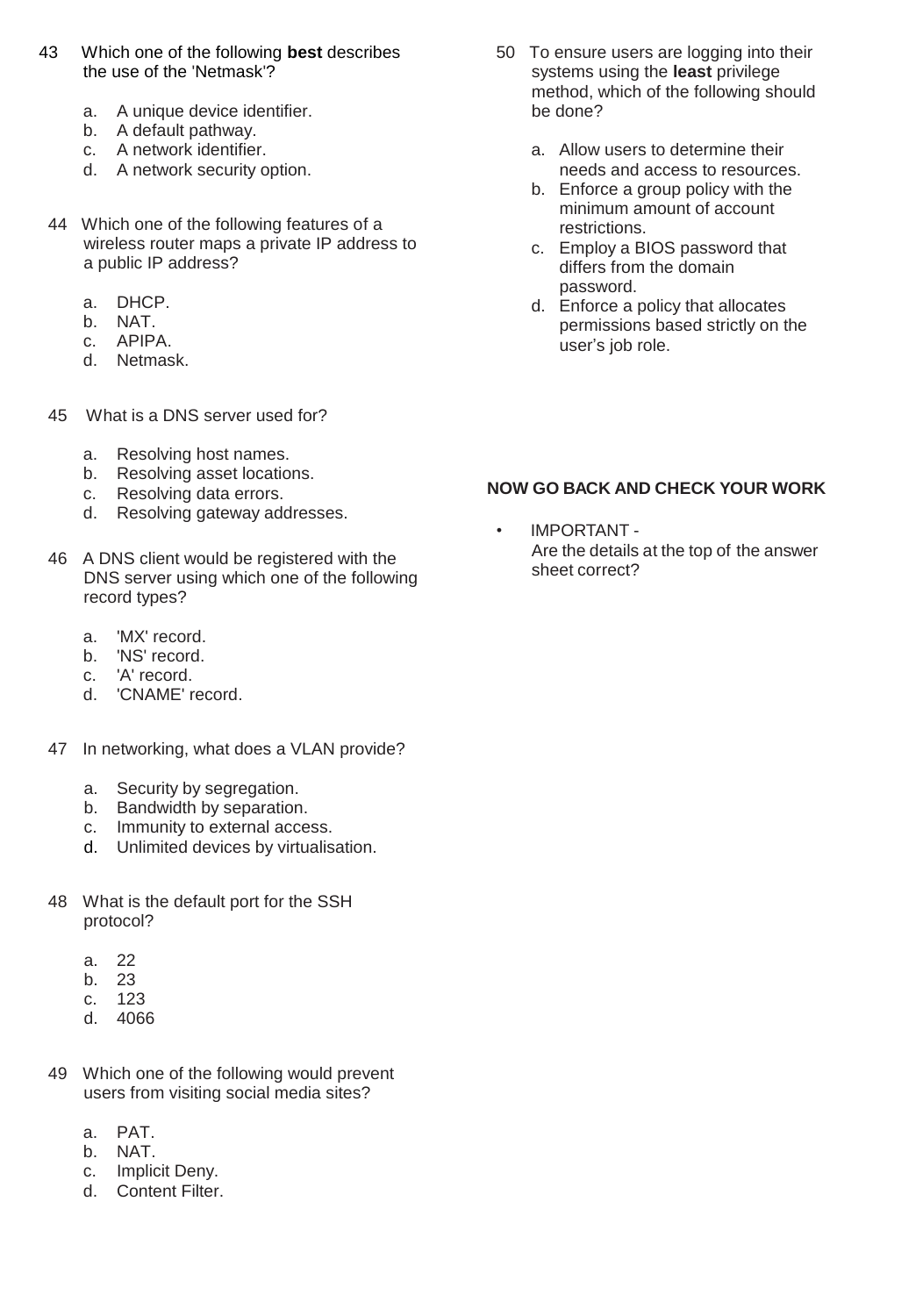43 Which one of the following **best** describes the use of the 'Netmask'?

a. A unique device identifier.
b. A default pathway.
c. A network identifier.
d. A network security option.

44 Which one of the following features of a wireless router maps a private IP address to a public IP address?

a. DHCP.
b. NAT.
c. APIPA.
d. Netmask.

45 What is a DNS server used for?

a. Resolving host names.
b. Resolving asset locations.
c. Resolving data errors.
d. Resolving gateway addresses.

46 A DNS client would be registered with the DNS server using which one of the following record types?

a. 'MX' record.
b. 'NS' record.
c. 'A' record.
d. 'CNAME' record.

47 In networking, what does a VLAN provide?

a. Security by segregation.
b. Bandwidth by separation.
c. Immunity to external access.
d. Unlimited devices by virtualisation.

48 What is the default port for the SSH protocol?

a. 22
b. 23
c. 123
d. 4066

49 Which one of the following would prevent users from visiting social media sites?

a. PAT.
b. NAT.
c. Implicit Deny.
d. Content Filter.

50 To ensure users are logging into their systems using the **least** privilege method, which of the following should be done?

a. Allow users to determine their needs and access to resources.
b. Enforce a group policy with the minimum amount of account restrictions.
c. Employ a BIOS password that differs from the domain password.
d. Enforce a policy that allocates permissions based strictly on the user's job role.

**NOW GO BACK AND CHECK YOUR WORK**

- IMPORTANT -
  Are the details at the top of the answer sheet correct?